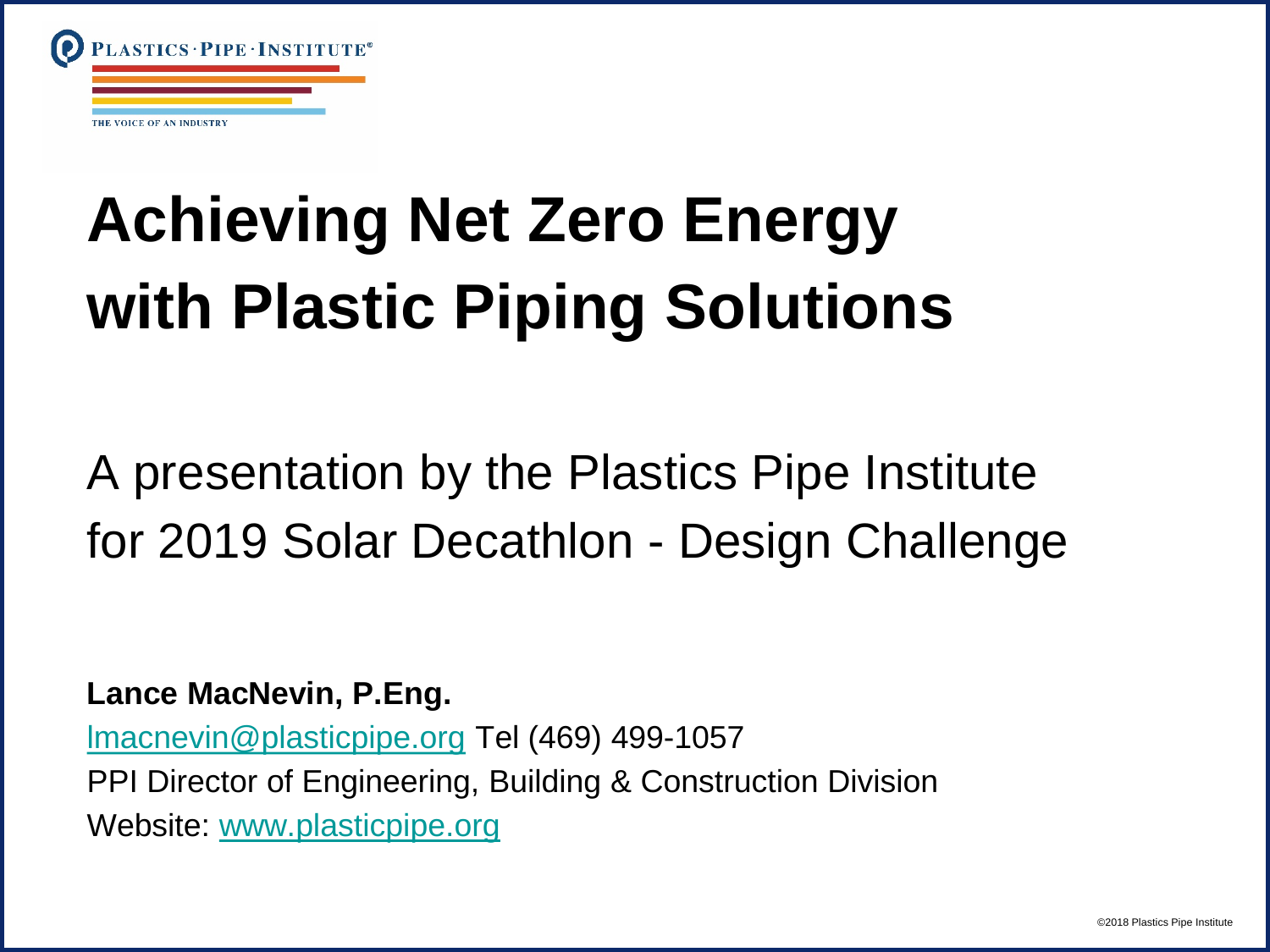PLASTICS · PIPE · INSTITUTE®

THE VOICE OF AN INDUSTRY

# Achieving Net Zero Energy with Plastic Piping Solutions

A presentation by the Plastics Pipe Institute for 2019 Solar Decathlon - Design Challenge

**Lance MacNevin, P.Eng.**

lmacnevin@plasticpipe.org Tel (469) 499-1057

PPI Director of Engineering, Building & Construction Division

Website: www.plasticpipe.org

©2018 Plastics Pipe Institute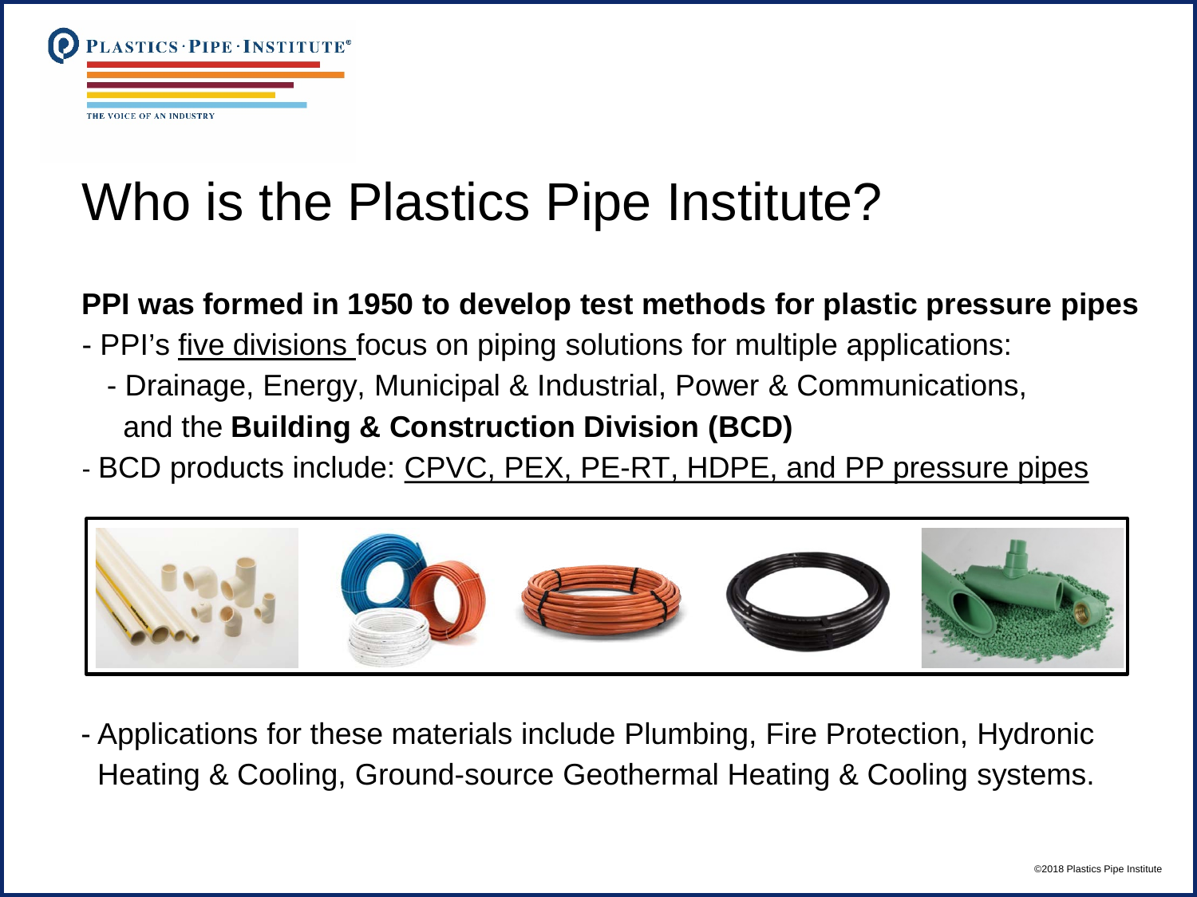# Who is the Plastics Pipe Institute?

**PPI was formed in 1950 to develop test methods for plastic pressure pipes**

- PPI's five divisions focus on piping solutions for multiple applications:
  - Drainage, Energy, Municipal & Industrial, Power & Communications, and the **Building & Construction Division (BCD)**
- BCD products include: CPVC, PEX, PE-RT, HDPE, and PP pressure pipes

- Applications for these materials include Plumbing, Fire Protection, Hydronic Heating & Cooling, Ground-source Geothermal Heating & Cooling systems.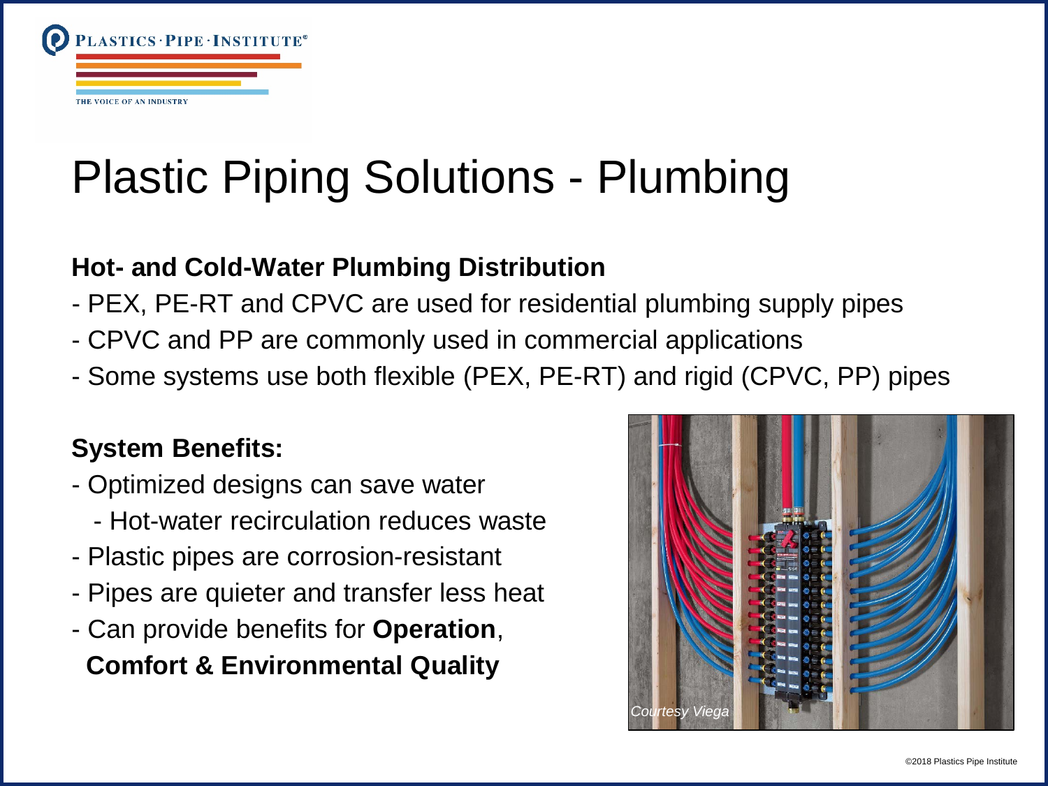# Plastic Piping Solutions - Plumbing

**Hot- and Cold-Water Plumbing Distribution**

- PEX, PE-RT and CPVC are used for residential plumbing supply pipes
- CPVC and PP are commonly used in commercial applications
- Some systems use both flexible (PEX, PE-RT) and rigid (CPVC, PP) pipes

**System Benefits:**

- Optimized designs can save water
  - Hot-water recirculation reduces waste
- Plastic pipes are corrosion-resistant
- Pipes are quieter and transfer less heat
- Can provide benefits for **Operation**, **Comfort & Environmental Quality**

*Courtesy Viega*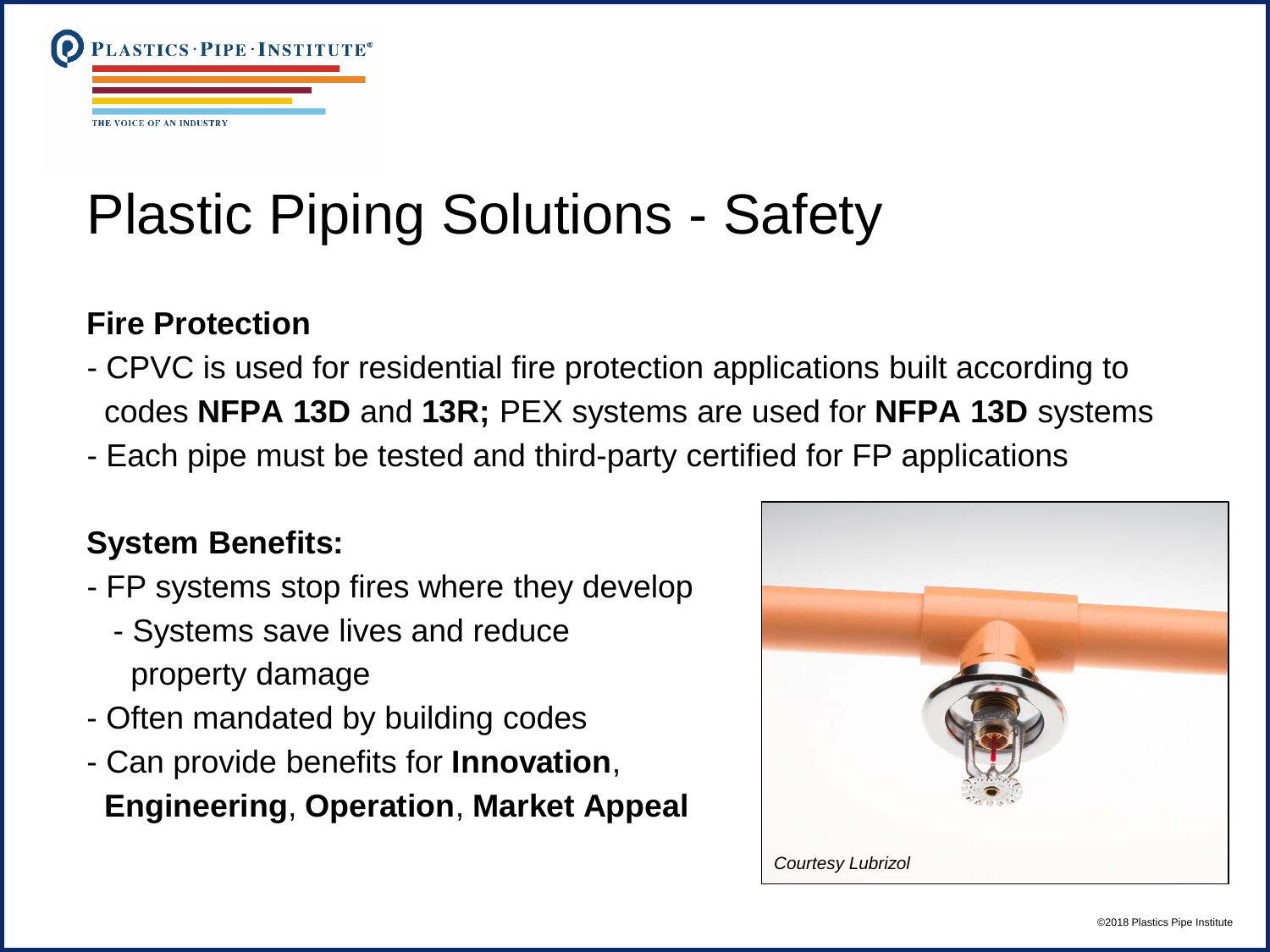# Plastic Piping Solutions - Safety

**Fire Protection**

- CPVC is used for residential fire protection applications built according to codes **NFPA 13D** and **13R;** PEX systems are used for **NFPA 13D** systems
- Each pipe must be tested and third-party certified for FP applications

**System Benefits:**

- FP systems stop fires where they develop
  - Systems save lives and reduce property damage
- Often mandated by building codes
- Can provide benefits for **Innovation**, **Engineering**, **Operation**, **Market Appeal**

*Courtesy Lubrizol*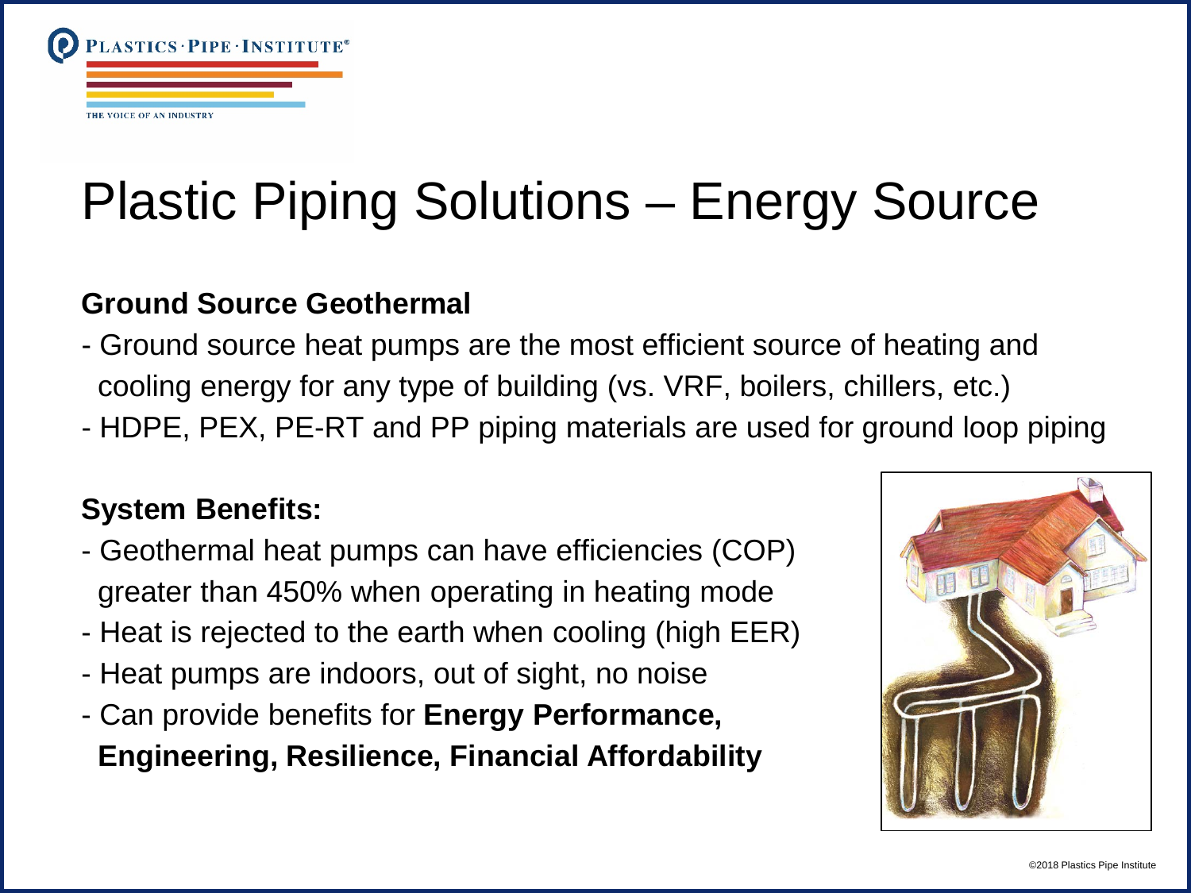# Plastic Piping Solutions – Energy Source

**Ground Source Geothermal**

- Ground source heat pumps are the most efficient source of heating and cooling energy for any type of building (vs. VRF, boilers, chillers, etc.)
- HDPE, PEX, PE-RT and PP piping materials are used for ground loop piping

**System Benefits:**

- Geothermal heat pumps can have efficiencies (COP) greater than 450% when operating in heating mode
- Heat is rejected to the earth when cooling (high EER)
- Heat pumps are indoors, out of sight, no noise
- Can provide benefits for **Energy Performance, Engineering, Resilience, Financial Affordability**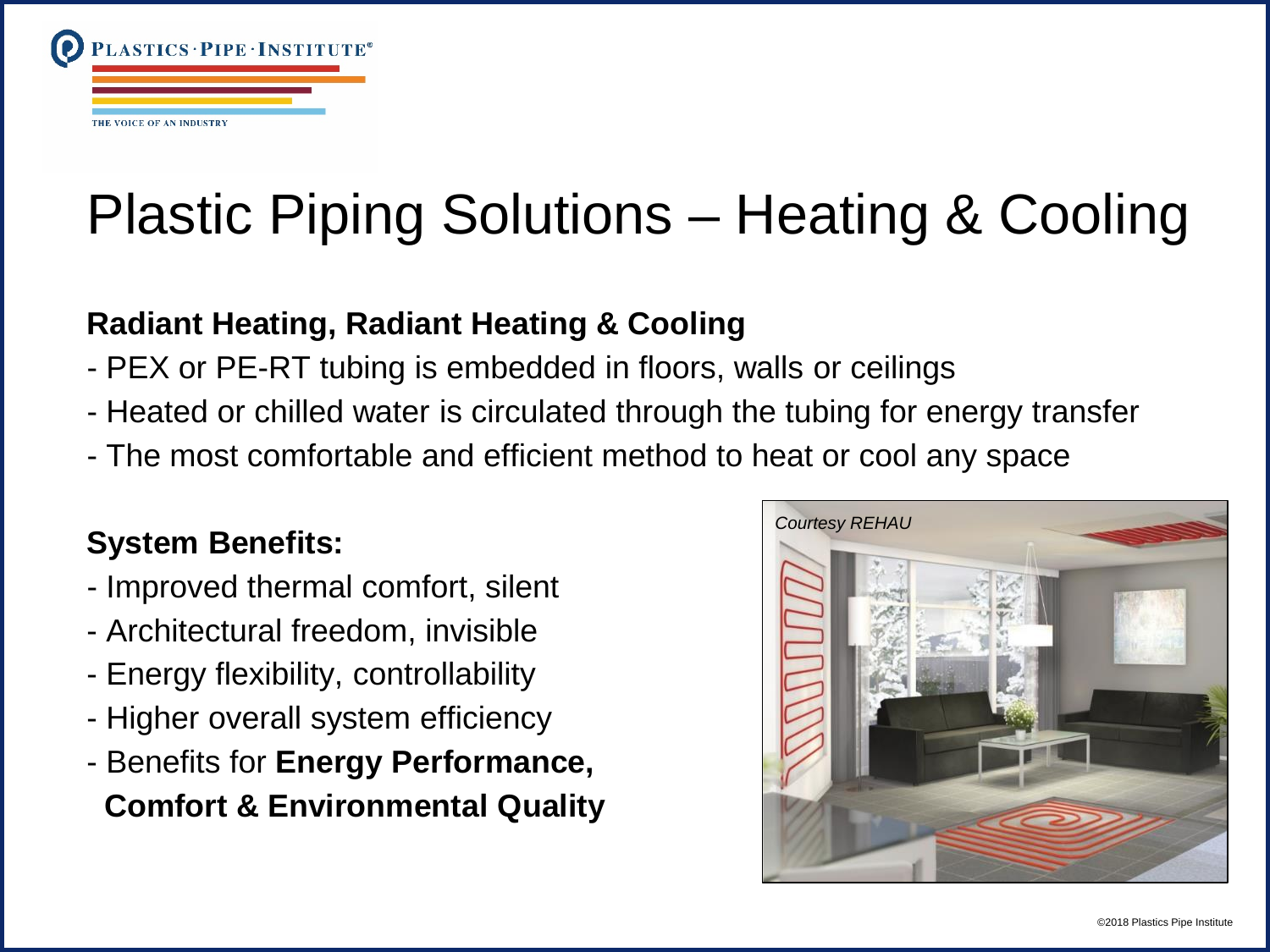# Plastic Piping Solutions – Heating & Cooling

**Radiant Heating, Radiant Heating & Cooling**

- PEX or PE-RT tubing is embedded in floors, walls or ceilings
- Heated or chilled water is circulated through the tubing for energy transfer
- The most comfortable and efficient method to heat or cool any space

**System Benefits:**

- Improved thermal comfort, silent
- Architectural freedom, invisible
- Energy flexibility, controllability
- Higher overall system efficiency
- Benefits for **Energy Performance, Comfort & Environmental Quality**

*Courtesy REHAU*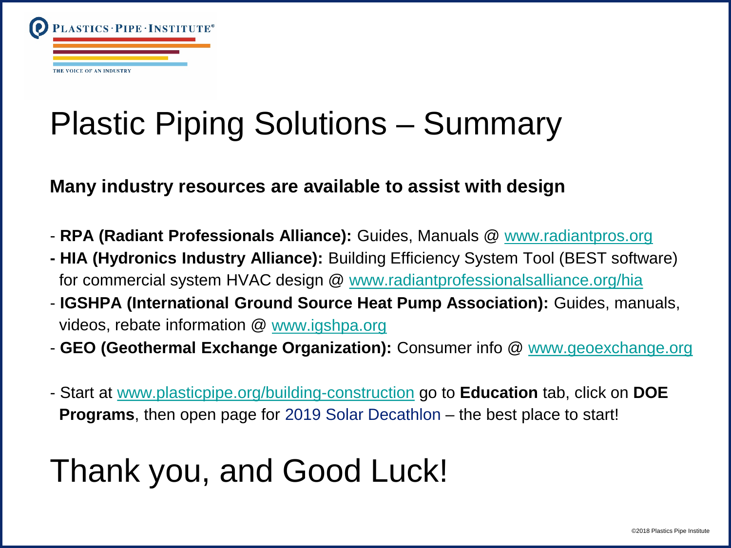# Plastic Piping Solutions – Summary

**Many industry resources are available to assist with design**

- **RPA (Radiant Professionals Alliance):** Guides, Manuals @ www.radiantpros.org
- **HIA (Hydronics Industry Alliance):** Building Efficiency System Tool (BEST software) for commercial system HVAC design @ www.radiantprofessionalsalliance.org/hia
- **IGSHPA (International Ground Source Heat Pump Association):** Guides, manuals, videos, rebate information @ www.igshpa.org
- **GEO (Geothermal Exchange Organization):** Consumer info @ www.geoexchange.org

- Start at www.plasticpipe.org/building-construction go to **Education** tab, click on **DOE Programs**, then open page for 2019 Solar Decathlon – the best place to start!

# Thank you, and Good Luck!

©2018 Plastics Pipe Institute